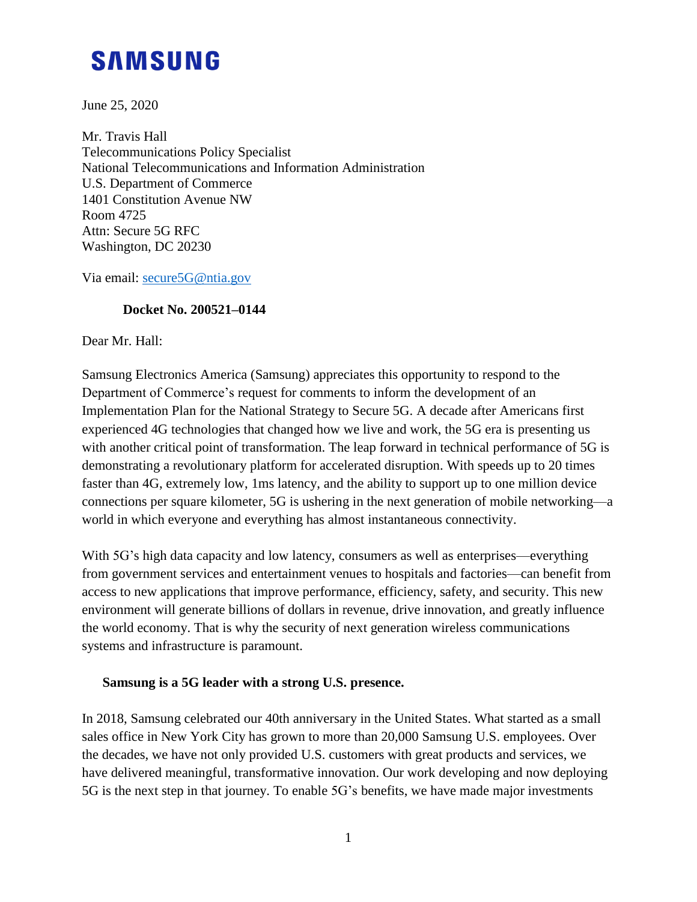# SAMSUNG

June 25, 2020

Mr. Travis Hall
Telecommunications Policy Specialist
National Telecommunications and Information Administration
U.S. Department of Commerce
1401 Constitution Avenue NW
Room 4725
Attn: Secure 5G RFC
Washington, DC 20230

Via email: secure5G@ntia.gov

**Docket No. 200521–0144**

Dear Mr. Hall:

Samsung Electronics America (Samsung) appreciates this opportunity to respond to the Department of Commerce's request for comments to inform the development of an Implementation Plan for the National Strategy to Secure 5G. A decade after Americans first experienced 4G technologies that changed how we live and work, the 5G era is presenting us with another critical point of transformation. The leap forward in technical performance of 5G is demonstrating a revolutionary platform for accelerated disruption. With speeds up to 20 times faster than 4G, extremely low, 1ms latency, and the ability to support up to one million device connections per square kilometer, 5G is ushering in the next generation of mobile networking—a world in which everyone and everything has almost instantaneous connectivity.

With 5G's high data capacity and low latency, consumers as well as enterprises—everything from government services and entertainment venues to hospitals and factories—can benefit from access to new applications that improve performance, efficiency, safety, and security. This new environment will generate billions of dollars in revenue, drive innovation, and greatly influence the world economy. That is why the security of next generation wireless communications systems and infrastructure is paramount.

**Samsung is a 5G leader with a strong U.S. presence.**

In 2018, Samsung celebrated our 40th anniversary in the United States. What started as a small sales office in New York City has grown to more than 20,000 Samsung U.S. employees. Over the decades, we have not only provided U.S. customers with great products and services, we have delivered meaningful, transformative innovation. Our work developing and now deploying 5G is the next step in that journey. To enable 5G's benefits, we have made major investments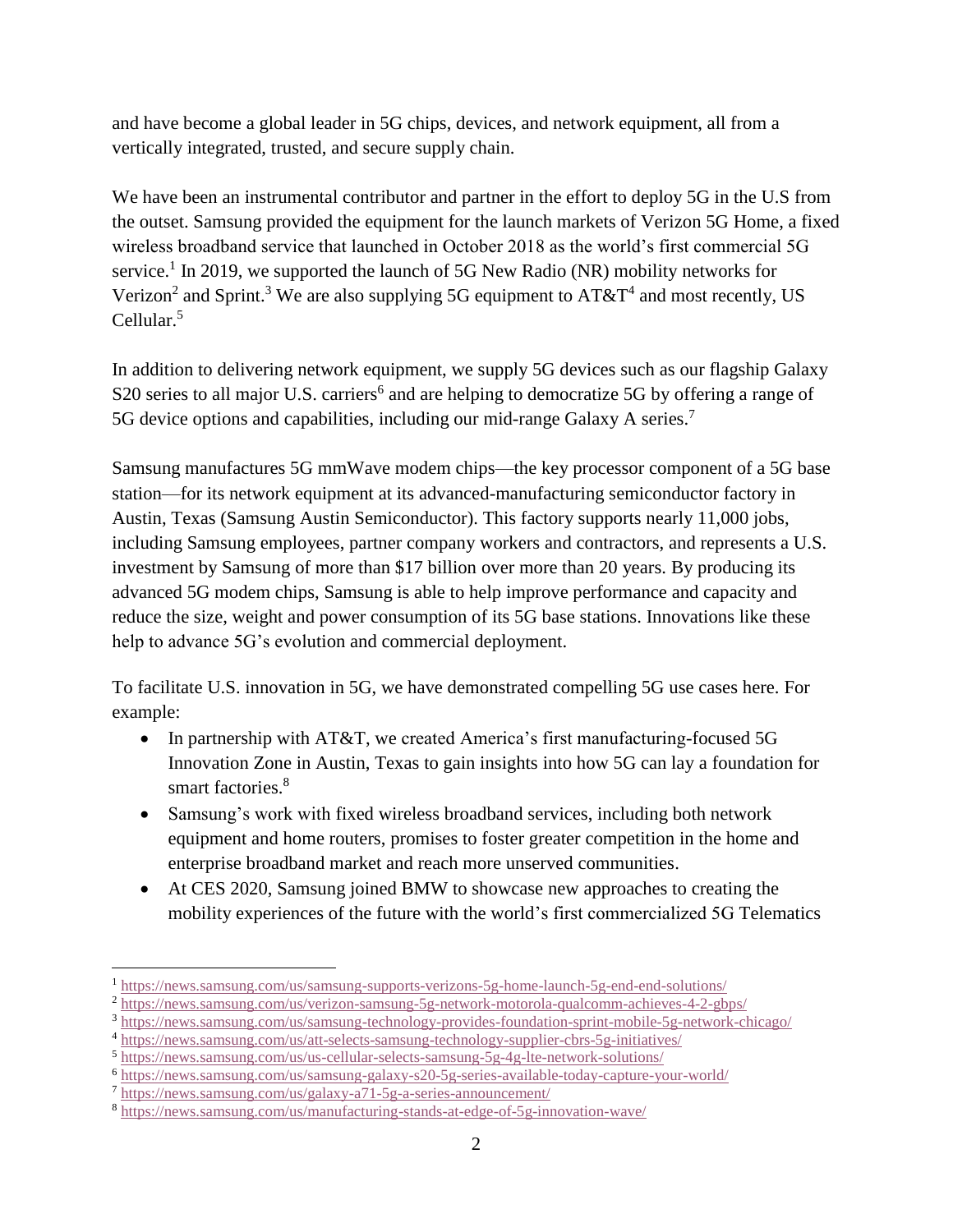and have become a global leader in 5G chips, devices, and network equipment, all from a vertically integrated, trusted, and secure supply chain.

We have been an instrumental contributor and partner in the effort to deploy 5G in the U.S from the outset. Samsung provided the equipment for the launch markets of Verizon 5G Home, a fixed wireless broadband service that launched in October 2018 as the world's first commercial 5G service.[1] In 2019, we supported the launch of 5G New Radio (NR) mobility networks for Verizon[2] and Sprint.[3] We are also supplying 5G equipment to AT&T[4] and most recently, US Cellular.[5]

In addition to delivering network equipment, we supply 5G devices such as our flagship Galaxy S20 series to all major U.S. carriers[6] and are helping to democratize 5G by offering a range of 5G device options and capabilities, including our mid-range Galaxy A series.[7]

Samsung manufactures 5G mmWave modem chips—the key processor component of a 5G base station—for its network equipment at its advanced-manufacturing semiconductor factory in Austin, Texas (Samsung Austin Semiconductor). This factory supports nearly 11,000 jobs, including Samsung employees, partner company workers and contractors, and represents a U.S. investment by Samsung of more than $17 billion over more than 20 years. By producing its advanced 5G modem chips, Samsung is able to help improve performance and capacity and reduce the size, weight and power consumption of its 5G base stations. Innovations like these help to advance 5G's evolution and commercial deployment.

To facilitate U.S. innovation in 5G, we have demonstrated compelling 5G use cases here. For example:

- In partnership with AT&T, we created America's first manufacturing-focused 5G Innovation Zone in Austin, Texas to gain insights into how 5G can lay a foundation for smart factories.[8]
- Samsung's work with fixed wireless broadband services, including both network equipment and home routers, promises to foster greater competition in the home and enterprise broadband market and reach more unserved communities.
- At CES 2020, Samsung joined BMW to showcase new approaches to creating the mobility experiences of the future with the world's first commercialized 5G Telematics

---

[1] https://news.samsung.com/us/samsung-supports-verizons-5g-home-launch-5g-end-end-solutions/

[2] https://news.samsung.com/us/verizon-samsung-5g-network-motorola-qualcomm-achieves-4-2-gbps/

[3] https://news.samsung.com/us/samsung-technology-provides-foundation-sprint-mobile-5g-network-chicago/

[4] https://news.samsung.com/us/att-selects-samsung-technology-supplier-cbrs-5g-initiatives/

[5] https://news.samsung.com/us/us-cellular-selects-samsung-5g-4g-lte-network-solutions/

[6] https://news.samsung.com/us/samsung-galaxy-s20-5g-series-available-today-capture-your-world/

[7] https://news.samsung.com/us/galaxy-a71-5g-a-series-announcement/

[8] https://news.samsung.com/us/manufacturing-stands-at-edge-of-5g-innovation-wave/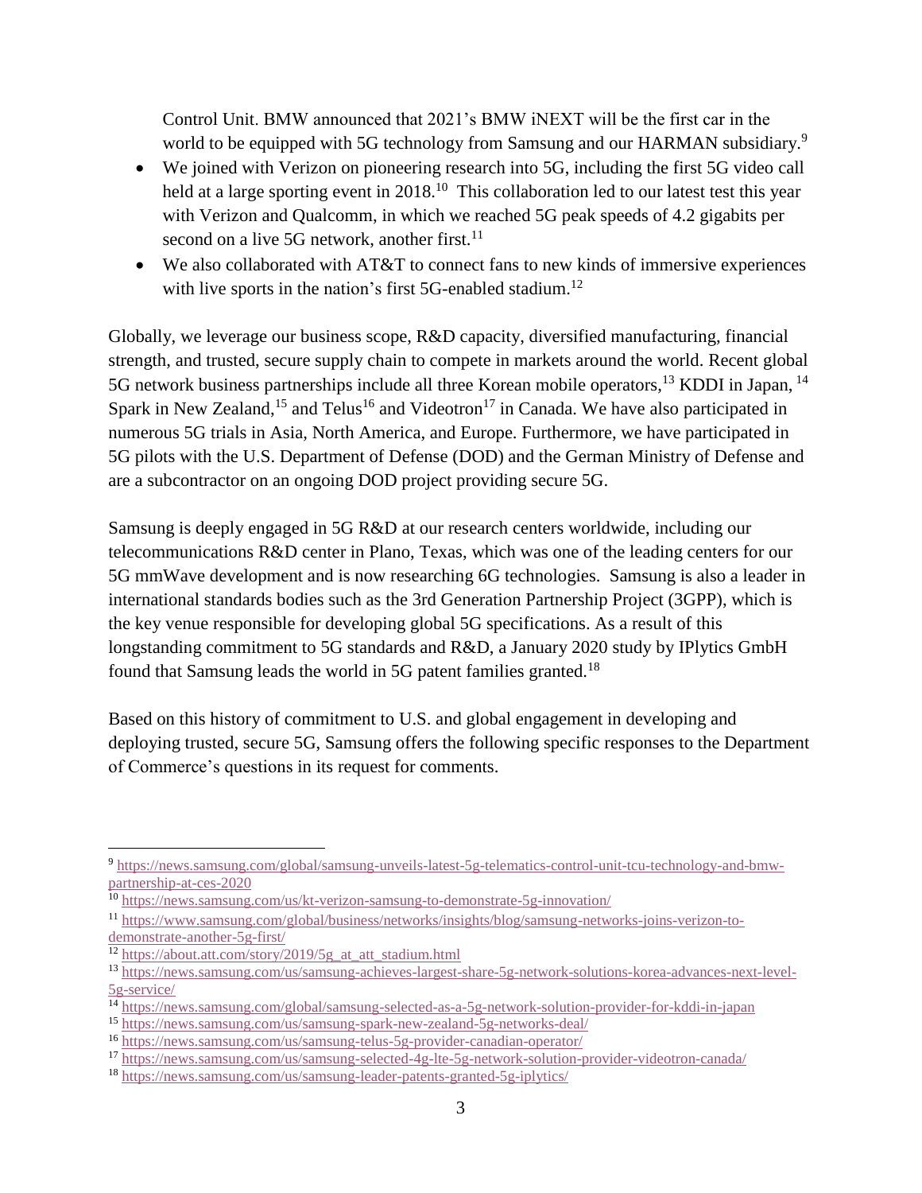Control Unit. BMW announced that 2021's BMW iNEXT will be the first car in the world to be equipped with 5G technology from Samsung and our HARMAN subsidiary.[9]

- We joined with Verizon on pioneering research into 5G, including the first 5G video call held at a large sporting event in 2018.[10] This collaboration led to our latest test this year with Verizon and Qualcomm, in which we reached 5G peak speeds of 4.2 gigabits per second on a live 5G network, another first.[11]
- We also collaborated with AT&T to connect fans to new kinds of immersive experiences with live sports in the nation's first 5G-enabled stadium.[12]

Globally, we leverage our business scope, R&D capacity, diversified manufacturing, financial strength, and trusted, secure supply chain to compete in markets around the world. Recent global 5G network business partnerships include all three Korean mobile operators,[13] KDDI in Japan,[14] Spark in New Zealand,[15] and Telus[16] and Videotron[17] in Canada. We have also participated in numerous 5G trials in Asia, North America, and Europe. Furthermore, we have participated in 5G pilots with the U.S. Department of Defense (DOD) and the German Ministry of Defense and are a subcontractor on an ongoing DOD project providing secure 5G.

Samsung is deeply engaged in 5G R&D at our research centers worldwide, including our telecommunications R&D center in Plano, Texas, which was one of the leading centers for our 5G mmWave development and is now researching 6G technologies. Samsung is also a leader in international standards bodies such as the 3rd Generation Partnership Project (3GPP), which is the key venue responsible for developing global 5G specifications. As a result of this longstanding commitment to 5G standards and R&D, a January 2020 study by IPlytics GmbH found that Samsung leads the world in 5G patent families granted.[18]

Based on this history of commitment to U.S. and global engagement in developing and deploying trusted, secure 5G, Samsung offers the following specific responses to the Department of Commerce's questions in its request for comments.

---

[9] https://news.samsung.com/global/samsung-unveils-latest-5g-telematics-control-unit-tcu-technology-and-bmw-partnership-at-ces-2020

[10] https://news.samsung.com/us/kt-verizon-samsung-to-demonstrate-5g-innovation/

[11] https://www.samsung.com/global/business/networks/insights/blog/samsung-networks-joins-verizon-to-demonstrate-another-5g-first/

[12] https://about.att.com/story/2019/5g_at_att_stadium.html

[13] https://news.samsung.com/us/samsung-achieves-largest-share-5g-network-solutions-korea-advances-next-level-5g-service/

[14] https://news.samsung.com/global/samsung-selected-as-a-5g-network-solution-provider-for-kddi-in-japan

[15] https://news.samsung.com/us/samsung-spark-new-zealand-5g-networks-deal/

[16] https://news.samsung.com/us/samsung-telus-5g-provider-canadian-operator/

[17] https://news.samsung.com/us/samsung-selected-4g-lte-5g-network-solution-provider-videotron-canada/

[18] https://news.samsung.com/us/samsung-leader-patents-granted-5g-iplytics/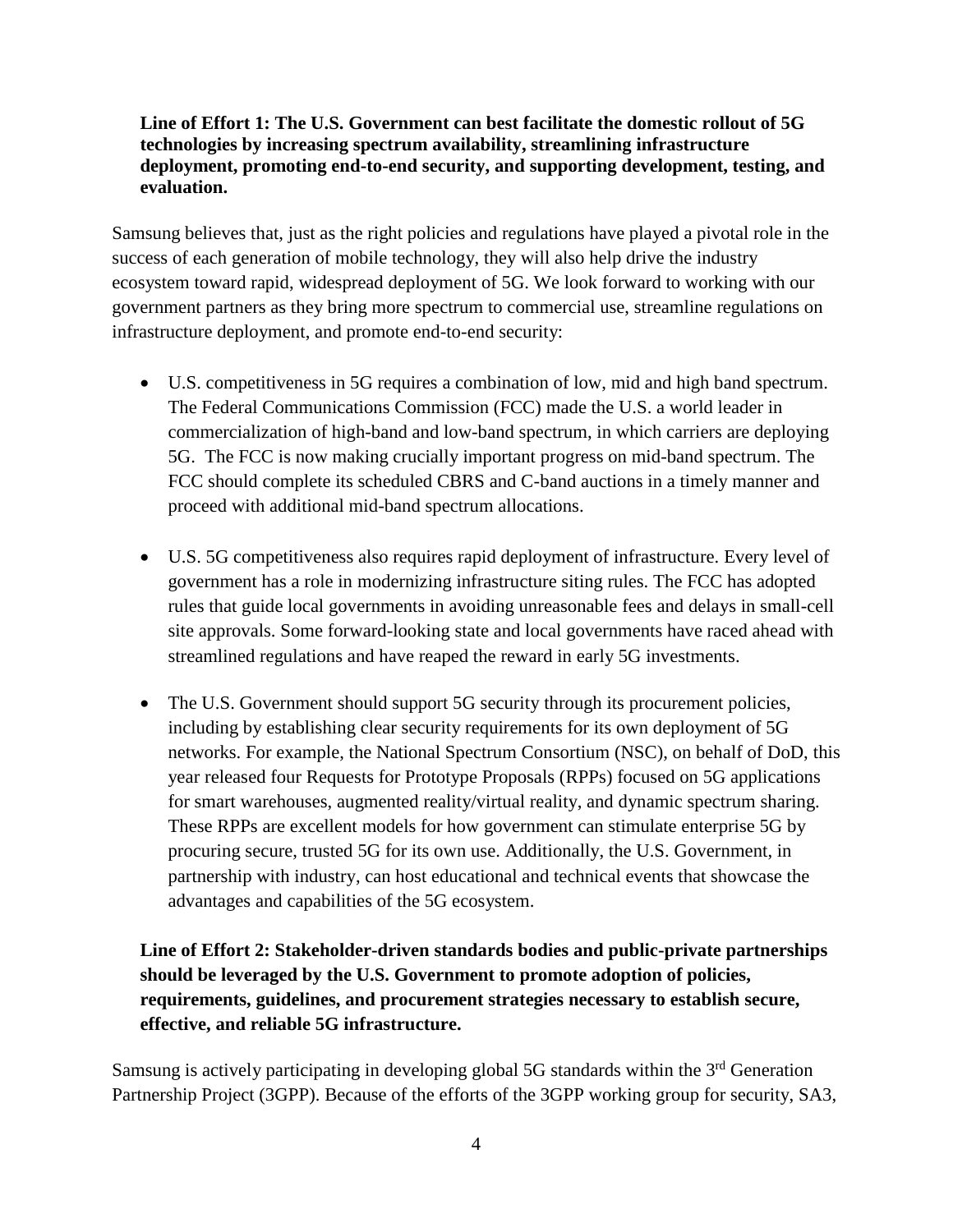**Line of Effort 1: The U.S. Government can best facilitate the domestic rollout of 5G technologies by increasing spectrum availability, streamlining infrastructure deployment, promoting end-to-end security, and supporting development, testing, and evaluation.**

Samsung believes that, just as the right policies and regulations have played a pivotal role in the success of each generation of mobile technology, they will also help drive the industry ecosystem toward rapid, widespread deployment of 5G. We look forward to working with our government partners as they bring more spectrum to commercial use, streamline regulations on infrastructure deployment, and promote end-to-end security:

- U.S. competitiveness in 5G requires a combination of low, mid and high band spectrum. The Federal Communications Commission (FCC) made the U.S. a world leader in commercialization of high-band and low-band spectrum, in which carriers are deploying 5G. The FCC is now making crucially important progress on mid-band spectrum. The FCC should complete its scheduled CBRS and C-band auctions in a timely manner and proceed with additional mid-band spectrum allocations.

- U.S. 5G competitiveness also requires rapid deployment of infrastructure. Every level of government has a role in modernizing infrastructure siting rules. The FCC has adopted rules that guide local governments in avoiding unreasonable fees and delays in small-cell site approvals. Some forward-looking state and local governments have raced ahead with streamlined regulations and have reaped the reward in early 5G investments.

- The U.S. Government should support 5G security through its procurement policies, including by establishing clear security requirements for its own deployment of 5G networks. For example, the National Spectrum Consortium (NSC), on behalf of DoD, this year released four Requests for Prototype Proposals (RPPs) focused on 5G applications for smart warehouses, augmented reality/virtual reality, and dynamic spectrum sharing. These RPPs are excellent models for how government can stimulate enterprise 5G by procuring secure, trusted 5G for its own use. Additionally, the U.S. Government, in partnership with industry, can host educational and technical events that showcase the advantages and capabilities of the 5G ecosystem.

**Line of Effort 2: Stakeholder-driven standards bodies and public-private partnerships should be leveraged by the U.S. Government to promote adoption of policies, requirements, guidelines, and procurement strategies necessary to establish secure, effective, and reliable 5G infrastructure.**

Samsung is actively participating in developing global 5G standards within the 3rd Generation Partnership Project (3GPP). Because of the efforts of the 3GPP working group for security, SA3,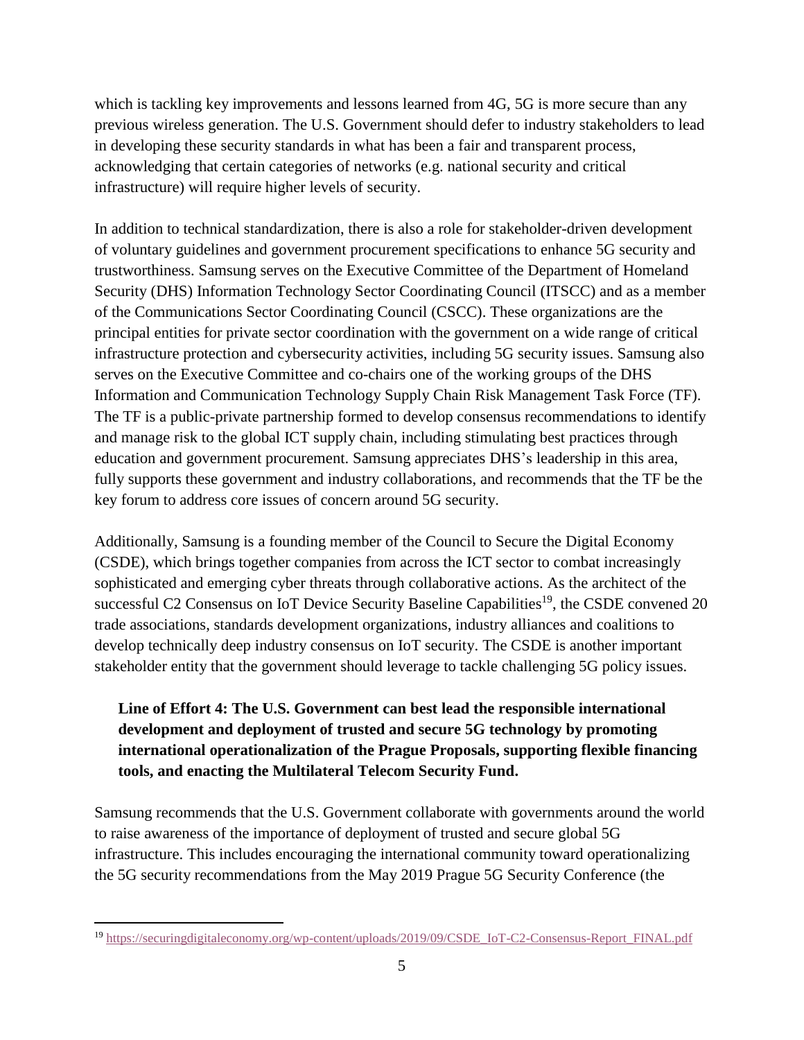which is tackling key improvements and lessons learned from 4G, 5G is more secure than any previous wireless generation. The U.S. Government should defer to industry stakeholders to lead in developing these security standards in what has been a fair and transparent process, acknowledging that certain categories of networks (e.g. national security and critical infrastructure) will require higher levels of security.

In addition to technical standardization, there is also a role for stakeholder-driven development of voluntary guidelines and government procurement specifications to enhance 5G security and trustworthiness. Samsung serves on the Executive Committee of the Department of Homeland Security (DHS) Information Technology Sector Coordinating Council (ITSCC) and as a member of the Communications Sector Coordinating Council (CSCC). These organizations are the principal entities for private sector coordination with the government on a wide range of critical infrastructure protection and cybersecurity activities, including 5G security issues. Samsung also serves on the Executive Committee and co-chairs one of the working groups of the DHS Information and Communication Technology Supply Chain Risk Management Task Force (TF). The TF is a public-private partnership formed to develop consensus recommendations to identify and manage risk to the global ICT supply chain, including stimulating best practices through education and government procurement. Samsung appreciates DHS's leadership in this area, fully supports these government and industry collaborations, and recommends that the TF be the key forum to address core issues of concern around 5G security.

Additionally, Samsung is a founding member of the Council to Secure the Digital Economy (CSDE), which brings together companies from across the ICT sector to combat increasingly sophisticated and emerging cyber threats through collaborative actions. As the architect of the successful C2 Consensus on IoT Device Security Baseline Capabilities[19], the CSDE convened 20 trade associations, standards development organizations, industry alliances and coalitions to develop technically deep industry consensus on IoT security. The CSDE is another important stakeholder entity that the government should leverage to tackle challenging 5G policy issues.

**Line of Effort 4: The U.S. Government can best lead the responsible international development and deployment of trusted and secure 5G technology by promoting international operationalization of the Prague Proposals, supporting flexible financing tools, and enacting the Multilateral Telecom Security Fund.**

Samsung recommends that the U.S. Government collaborate with governments around the world to raise awareness of the importance of deployment of trusted and secure global 5G infrastructure. This includes encouraging the international community toward operationalizing the 5G security recommendations from the May 2019 Prague 5G Security Conference (the

---

[19] https://securingdigitaleconomy.org/wp-content/uploads/2019/09/CSDE_IoT-C2-Consensus-Report_FINAL.pdf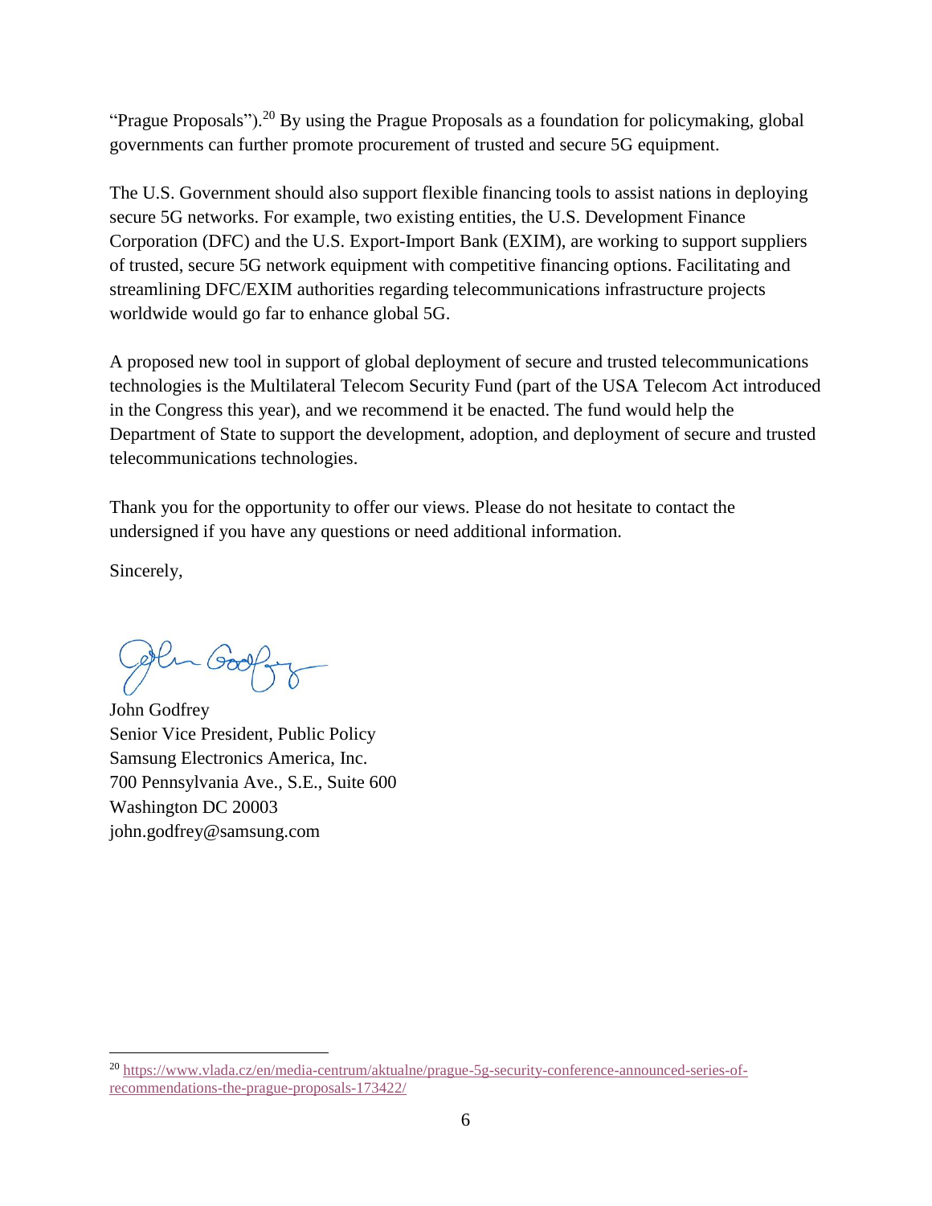"Prague Proposals").[20] By using the Prague Proposals as a foundation for policymaking, global governments can further promote procurement of trusted and secure 5G equipment.

The U.S. Government should also support flexible financing tools to assist nations in deploying secure 5G networks. For example, two existing entities, the U.S. Development Finance Corporation (DFC) and the U.S. Export-Import Bank (EXIM), are working to support suppliers of trusted, secure 5G network equipment with competitive financing options. Facilitating and streamlining DFC/EXIM authorities regarding telecommunications infrastructure projects worldwide would go far to enhance global 5G.

A proposed new tool in support of global deployment of secure and trusted telecommunications technologies is the Multilateral Telecom Security Fund (part of the USA Telecom Act introduced in the Congress this year), and we recommend it be enacted. The fund would help the Department of State to support the development, adoption, and deployment of secure and trusted telecommunications technologies.

Thank you for the opportunity to offer our views. Please do not hesitate to contact the undersigned if you have any questions or need additional information.

Sincerely,

John Godfrey
Senior Vice President, Public Policy
Samsung Electronics America, Inc.
700 Pennsylvania Ave., S.E., Suite 600
Washington DC 20003
john.godfrey@samsung.com

---

[20] https://www.vlada.cz/en/media-centrum/aktualne/prague-5g-security-conference-announced-series-of-recommendations-the-prague-proposals-173422/